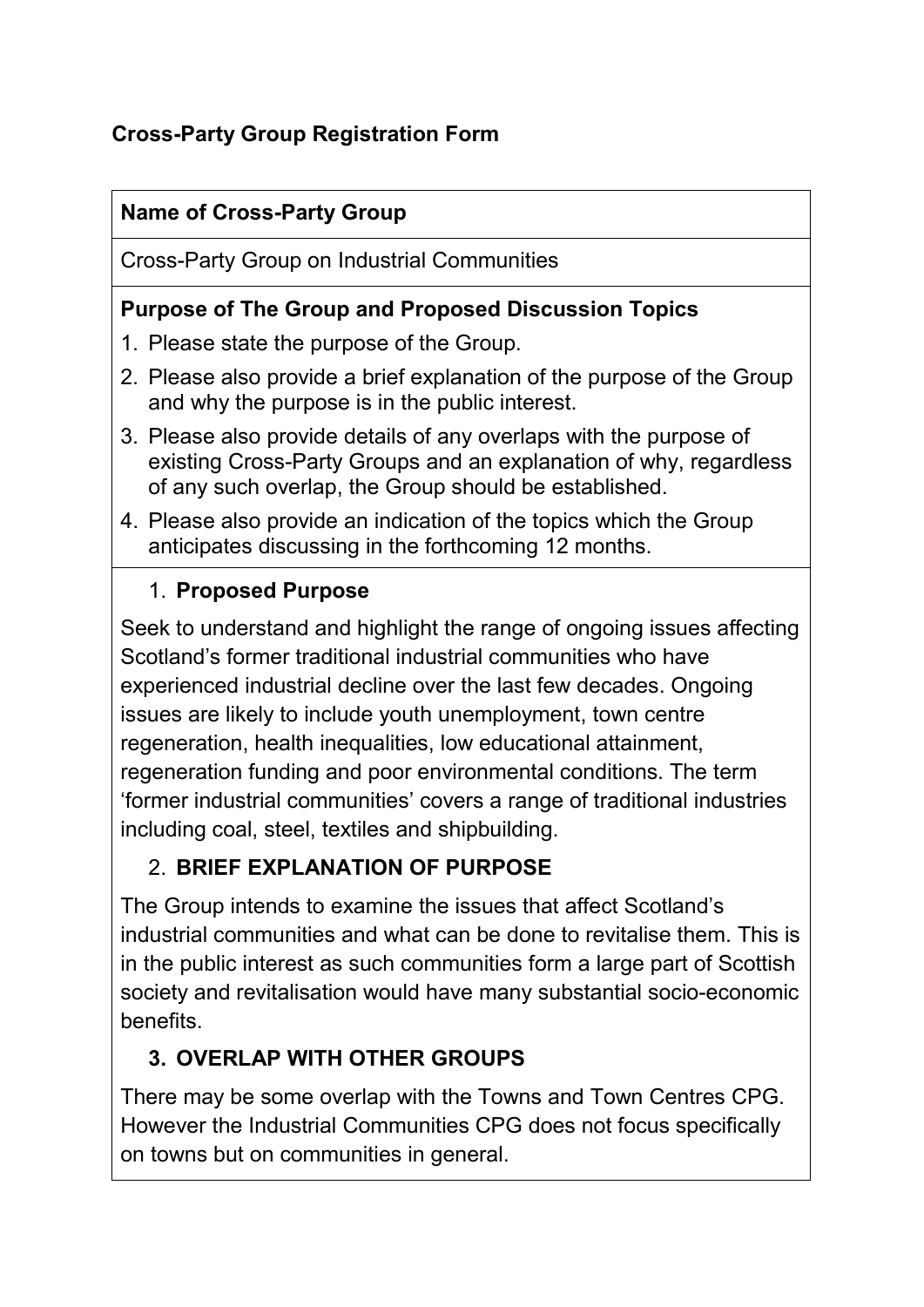**Cross-Party Group Registration Form**

**Name of Cross-Party Group**

Cross-Party Group on Industrial Communities

**Purpose of The Group and Proposed Discussion Topics**

1. Please state the purpose of the Group.
2. Please also provide a brief explanation of the purpose of the Group and why the purpose is in the public interest.
3. Please also provide details of any overlaps with the purpose of existing Cross-Party Groups and an explanation of why, regardless of any such overlap, the Group should be established.
4. Please also provide an indication of the topics which the Group anticipates discussing in the forthcoming 12 months.

1. **Proposed Purpose**

Seek to understand and highlight the range of ongoing issues affecting Scotland's former traditional industrial communities who have experienced industrial decline over the last few decades. Ongoing issues are likely to include youth unemployment, town centre regeneration, health inequalities, low educational attainment, regeneration funding and poor environmental conditions. The term 'former industrial communities' covers a range of traditional industries including coal, steel, textiles and shipbuilding.

2. **BRIEF EXPLANATION OF PURPOSE**

The Group intends to examine the issues that affect Scotland's industrial communities and what can be done to revitalise them. This is in the public interest as such communities form a large part of Scottish society and revitalisation would have many substantial socio-economic benefits.

3. **OVERLAP WITH OTHER GROUPS**

There may be some overlap with the Towns and Town Centres CPG. However the Industrial Communities CPG does not focus specifically on towns but on communities in general.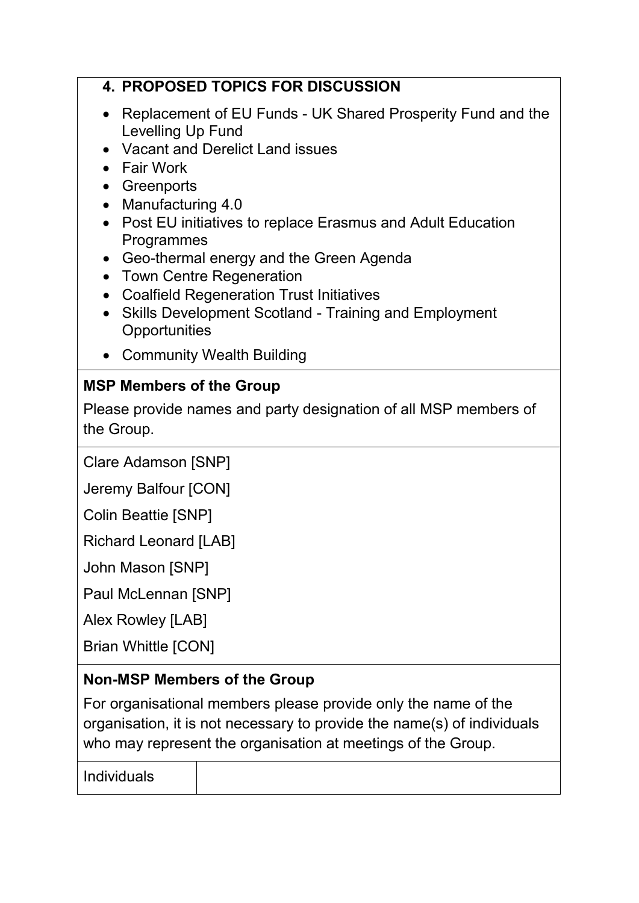## 4. PROPOSED TOPICS FOR DISCUSSION

- Replacement of EU Funds - UK Shared Prosperity Fund and the Levelling Up Fund
- Vacant and Derelict Land issues
- Fair Work
- Greenports
- Manufacturing 4.0
- Post EU initiatives to replace Erasmus and Adult Education Programmes
- Geo-thermal energy and the Green Agenda
- Town Centre Regeneration
- Coalfield Regeneration Trust Initiatives
- Skills Development Scotland - Training and Employment Opportunities
- Community Wealth Building

**MSP Members of the Group**

Please provide names and party designation of all MSP members of the Group.

Clare Adamson [SNP]

Jeremy Balfour [CON]

Colin Beattie [SNP]

Richard Leonard [LAB]

John Mason [SNP]

Paul McLennan [SNP]

Alex Rowley [LAB]

Brian Whittle [CON]

**Non-MSP Members of the Group**

For organisational members please provide only the name of the organisation, it is not necessary to provide the name(s) of individuals who may represent the organisation at meetings of the Group.

| Individuals | |
|---|---|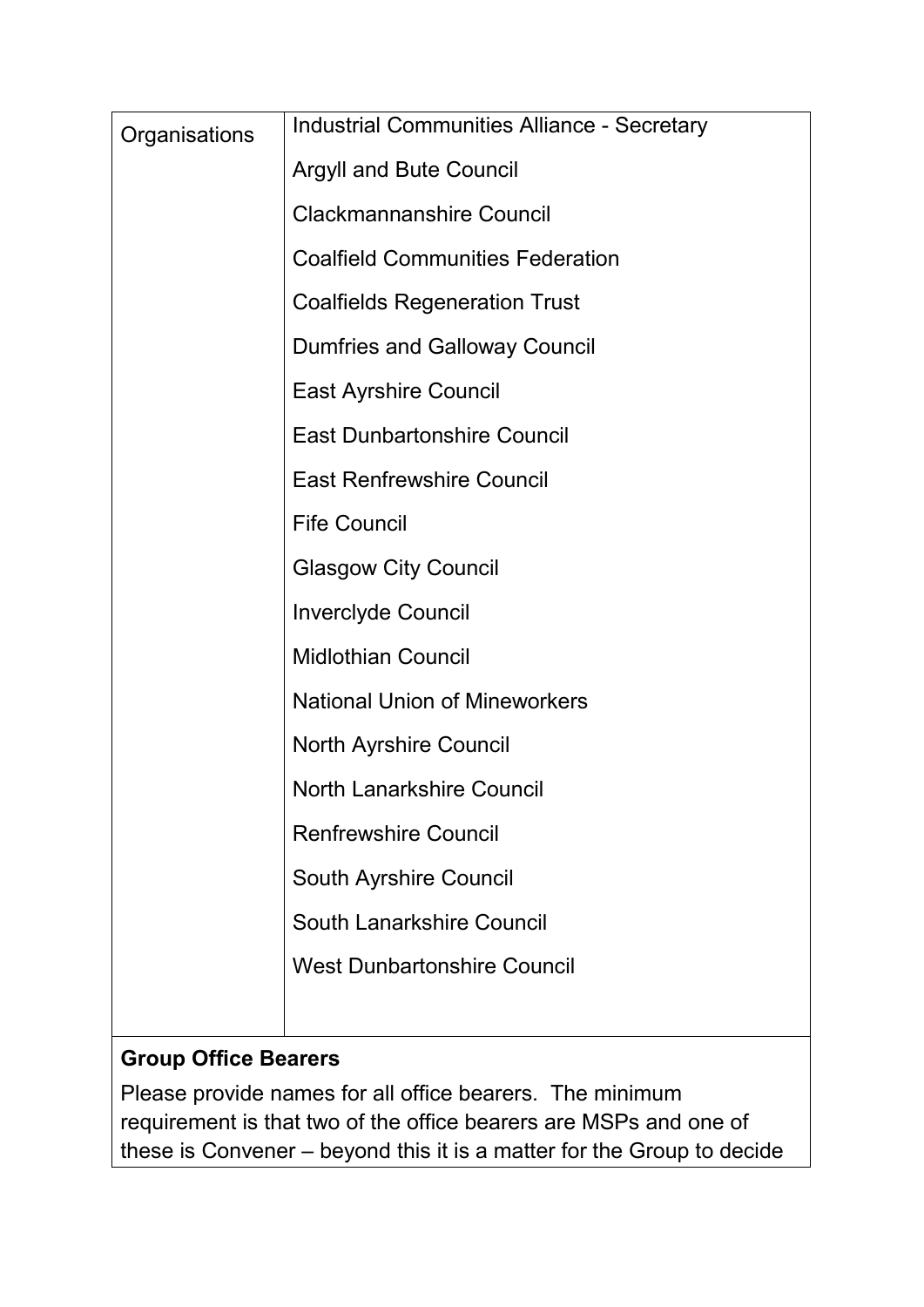| Organisations | Industrial Communities Alliance - Secretary<br>Argyll and Bute Council<br>Clackmannanshire Council<br>Coalfield Communities Federation<br>Coalfields Regeneration Trust<br>Dumfries and Galloway Council<br>East Ayrshire Council<br>East Dunbartonshire Council<br>East Renfrewshire Council<br>Fife Council<br>Glasgow City Council<br>Inverclyde Council<br>Midlothian Council<br>National Union of Mineworkers<br>North Ayrshire Council<br>North Lanarkshire Council<br>Renfrewshire Council<br>South Ayrshire Council<br>South Lanarkshire Council<br>West Dunbartonshire Council |
|---|---|

**Group Office Bearers**

Please provide names for all office bearers. The minimum requirement is that two of the office bearers are MSPs and one of these is Convener – beyond this it is a matter for the Group to decide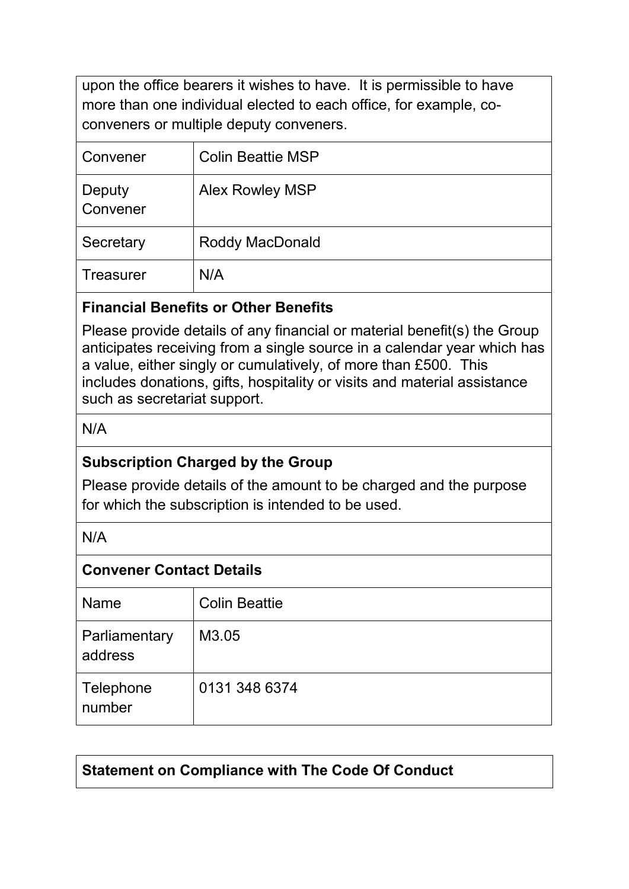upon the office bearers it wishes to have. It is permissible to have more than one individual elected to each office, for example, co-conveners or multiple deputy conveners.

| | |
|---|---|
| Convener | Colin Beattie MSP |
| Deputy Convener | Alex Rowley MSP |
| Secretary | Roddy MacDonald |
| Treasurer | N/A |

**Financial Benefits or Other Benefits**

Please provide details of any financial or material benefit(s) the Group anticipates receiving from a single source in a calendar year which has a value, either singly or cumulatively, of more than £500. This includes donations, gifts, hospitality or visits and material assistance such as secretariat support.

N/A

**Subscription Charged by the Group**

Please provide details of the amount to be charged and the purpose for which the subscription is intended to be used.

N/A

**Convener Contact Details**

| | |
|---|---|
| Name | Colin Beattie |
| Parliamentary address | M3.05 |
| Telephone number | 0131 348 6374 |

**Statement on Compliance with The Code Of Conduct**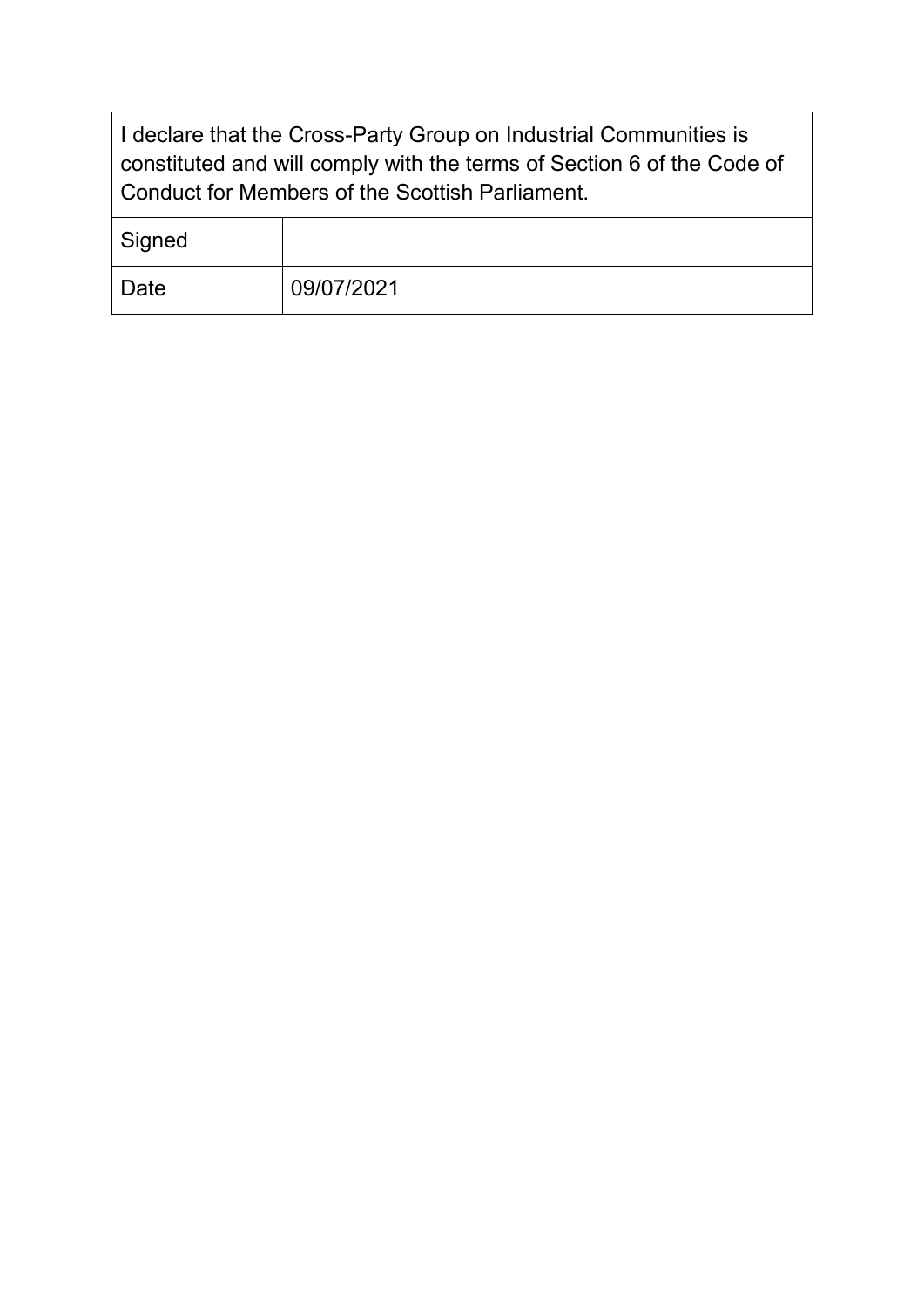| I declare that the Cross-Party Group on Industrial Communities is constituted and will comply with the terms of Section 6 of the Code of Conduct for Members of the Scottish Parliament. | |
|---|---|
| Signed | |
| Date | 09/07/2021 |